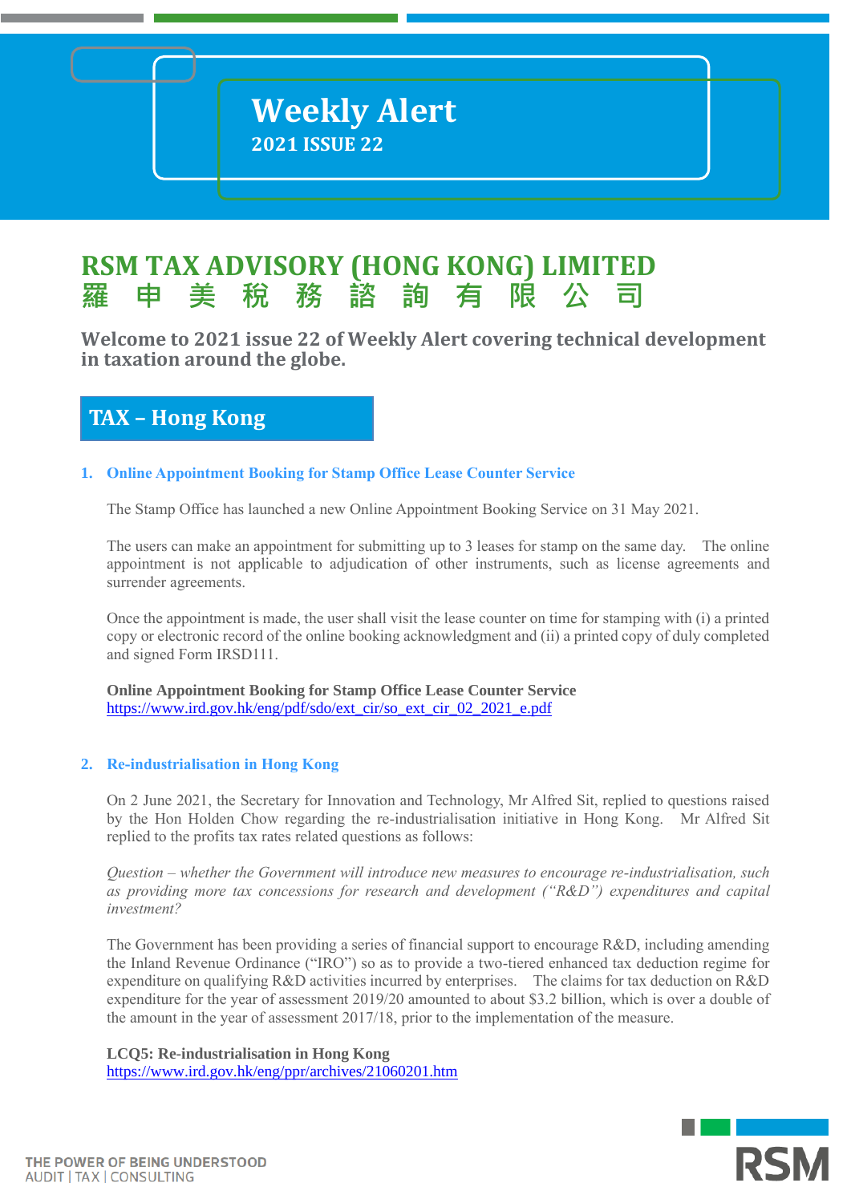# Weekly Alert

**2021 ISSUE 22**

## RSM TAX ADVISORY (HONG KONG) LIMITED
## 羅 申 美 稅 務 諮 詢 有 限 公 司

**Welcome to 2021 issue 22 of Weekly Alert covering technical development in taxation around the globe.**

## TAX – Hong Kong

### 1. Online Appointment Booking for Stamp Office Lease Counter Service

The Stamp Office has launched a new Online Appointment Booking Service on 31 May 2021.

The users can make an appointment for submitting up to 3 leases for stamp on the same day. The online appointment is not applicable to adjudication of other instruments, such as license agreements and surrender agreements.

Once the appointment is made, the user shall visit the lease counter on time for stamping with (i) a printed copy or electronic record of the online booking acknowledgment and (ii) a printed copy of duly completed and signed Form IRSD111.

**Online Appointment Booking for Stamp Office Lease Counter Service**
https://www.ird.gov.hk/eng/pdf/sdo/ext_cir/so_ext_cir_02_2021_e.pdf

### 2. Re-industrialisation in Hong Kong

On 2 June 2021, the Secretary for Innovation and Technology, Mr Alfred Sit, replied to questions raised by the Hon Holden Chow regarding the re-industrialisation initiative in Hong Kong. Mr Alfred Sit replied to the profits tax rates related questions as follows:

*Question – whether the Government will introduce new measures to encourage re-industrialisation, such as providing more tax concessions for research and development ("R&D") expenditures and capital investment?*

The Government has been providing a series of financial support to encourage R&D, including amending the Inland Revenue Ordinance ("IRO") so as to provide a two-tiered enhanced tax deduction regime for expenditure on qualifying R&D activities incurred by enterprises. The claims for tax deduction on R&D expenditure for the year of assessment 2019/20 amounted to about $3.2 billion, which is over a double of the amount in the year of assessment 2017/18, prior to the implementation of the measure.

**LCQ5: Re-industrialisation in Hong Kong**
https://www.ird.gov.hk/eng/ppr/archives/21060201.htm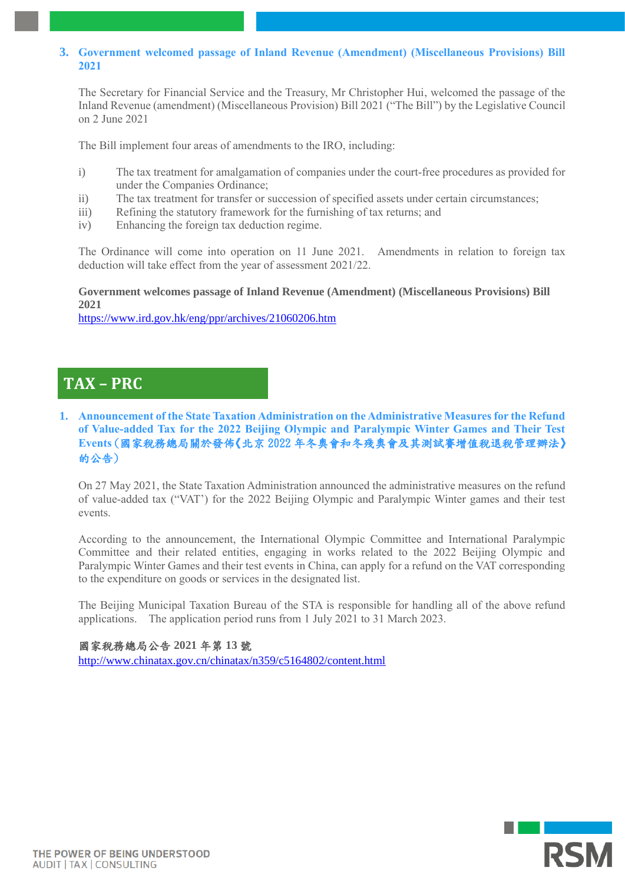### 3. Government welcomed passage of Inland Revenue (Amendment) (Miscellaneous Provisions) Bill 2021

The Secretary for Financial Service and the Treasury, Mr Christopher Hui, welcomed the passage of the Inland Revenue (amendment) (Miscellaneous Provision) Bill 2021 ("The Bill") by the Legislative Council on 2 June 2021

The Bill implement four areas of amendments to the IRO, including:

i) The tax treatment for amalgamation of companies under the court-free procedures as provided for under the Companies Ordinance;
ii) The tax treatment for transfer or succession of specified assets under certain circumstances;
iii) Refining the statutory framework for the furnishing of tax returns; and
iv) Enhancing the foreign tax deduction regime.

The Ordinance will come into operation on 11 June 2021. Amendments in relation to foreign tax deduction will take effect from the year of assessment 2021/22.

**Government welcomes passage of Inland Revenue (Amendment) (Miscellaneous Provisions) Bill 2021**
https://www.ird.gov.hk/eng/ppr/archives/21060206.htm

## TAX – PRC

### 1. Announcement of the State Taxation Administration on the Administrative Measures for the Refund of Value-added Tax for the 2022 Beijing Olympic and Paralympic Winter Games and Their Test Events（國家稅務總局關於發佈《北京 2022 年冬奧會和冬殘奧會及其測試賽增值稅退稅管理辦法》的公告）

On 27 May 2021, the State Taxation Administration announced the administrative measures on the refund of value-added tax ("VAT') for the 2022 Beijing Olympic and Paralympic Winter games and their test events.

According to the announcement, the International Olympic Committee and International Paralympic Committee and their related entities, engaging in works related to the 2022 Beijing Olympic and Paralympic Winter Games and their test events in China, can apply for a refund on the VAT corresponding to the expenditure on goods or services in the designated list.

The Beijing Municipal Taxation Bureau of the STA is responsible for handling all of the above refund applications. The application period runs from 1 July 2021 to 31 March 2023.

**國家稅務總局公告 2021 年第 13 號**
http://www.chinatax.gov.cn/chinatax/n359/c5164802/content.html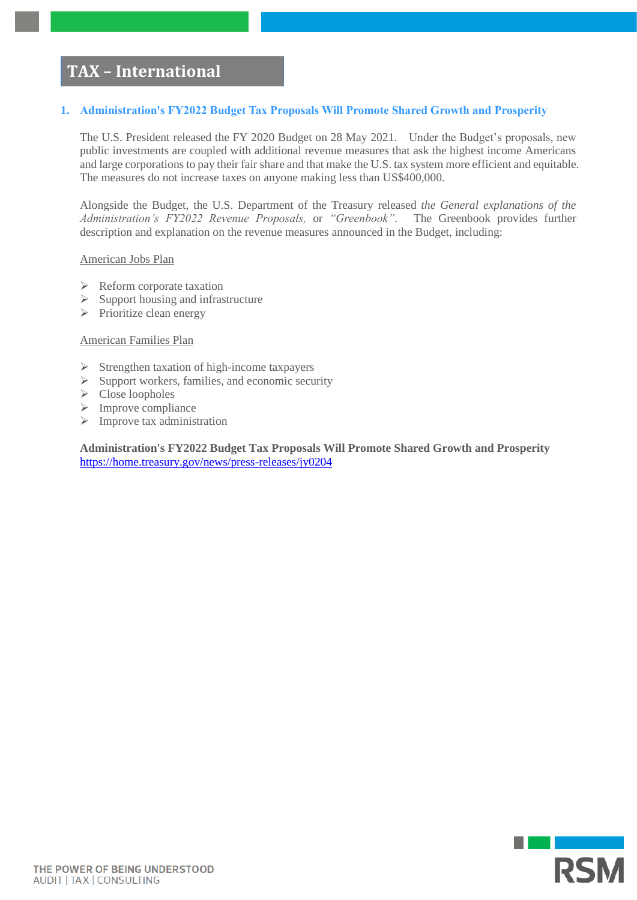# TAX – International

## 1. Administration's FY2022 Budget Tax Proposals Will Promote Shared Growth and Prosperity

The U.S. President released the FY 2020 Budget on 28 May 2021. Under the Budget's proposals, new public investments are coupled with additional revenue measures that ask the highest income Americans and large corporations to pay their fair share and that make the U.S. tax system more efficient and equitable. The measures do not increase taxes on anyone making less than US$400,000.

Alongside the Budget, the U.S. Department of the Treasury released *the General explanations of the Administration's FY2022 Revenue Proposals,* or *"Greenbook"*. The Greenbook provides further description and explanation on the revenue measures announced in the Budget, including:

American Jobs Plan

- Reform corporate taxation
- Support housing and infrastructure
- Prioritize clean energy

American Families Plan

- Strengthen taxation of high-income taxpayers
- Support workers, families, and economic security
- Close loopholes
- Improve compliance
- Improve tax administration

**Administration's FY2022 Budget Tax Proposals Will Promote Shared Growth and Prosperity**
https://home.treasury.gov/news/press-releases/jy0204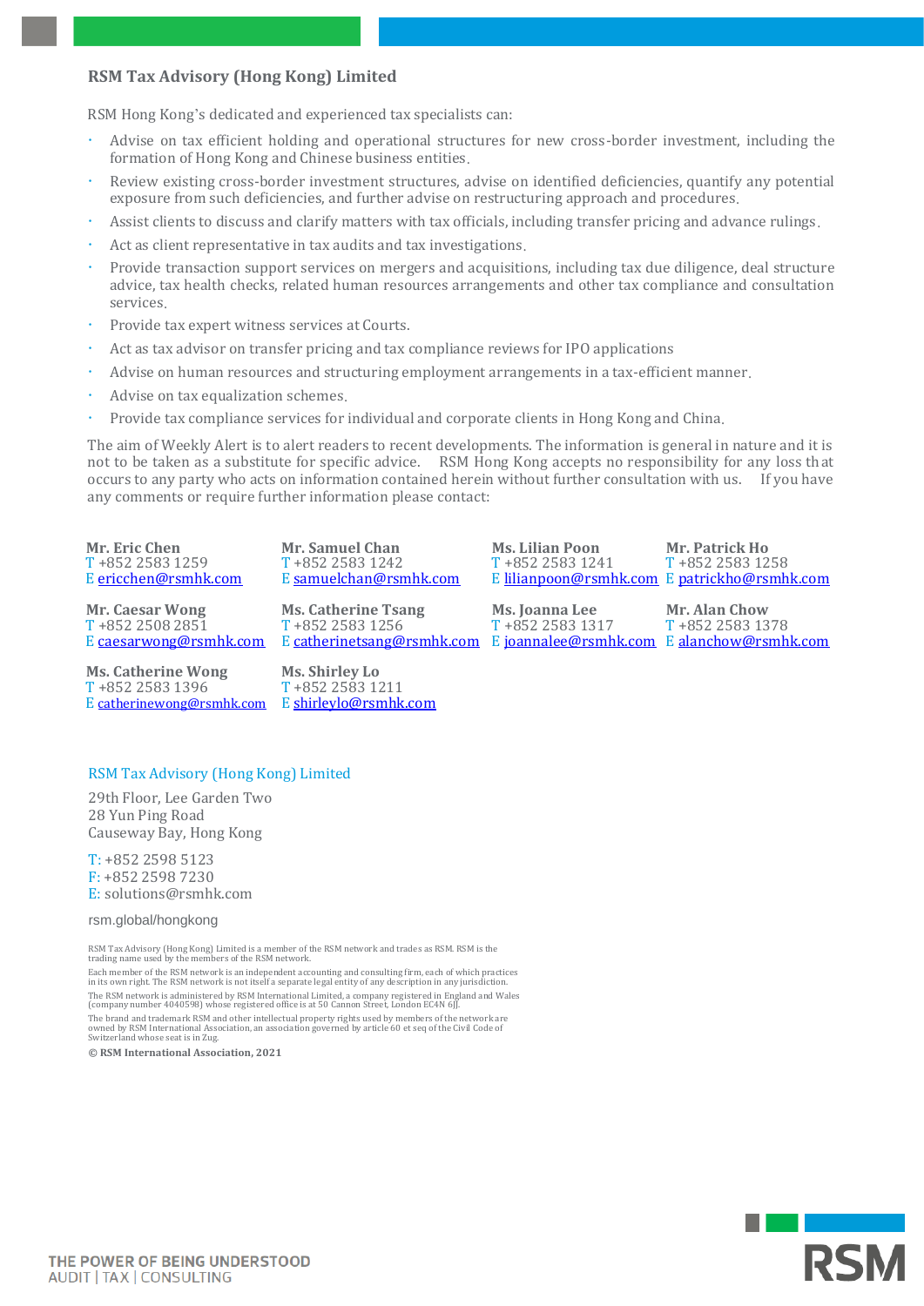## RSM Tax Advisory (Hong Kong) Limited

RSM Hong Kong's dedicated and experienced tax specialists can:

- Advise on tax efficient holding and operational structures for new cross-border investment, including the formation of Hong Kong and Chinese business entities.
- Review existing cross-border investment structures, advise on identified deficiencies, quantify any potential exposure from such deficiencies, and further advise on restructuring approach and procedures.
- Assist clients to discuss and clarify matters with tax officials, including transfer pricing and advance rulings.
- Act as client representative in tax audits and tax investigations.
- Provide transaction support services on mergers and acquisitions, including tax due diligence, deal structure advice, tax health checks, related human resources arrangements and other tax compliance and consultation services.
- Provide tax expert witness services at Courts.
- Act as tax advisor on transfer pricing and tax compliance reviews for IPO applications
- Advise on human resources and structuring employment arrangements in a tax-efficient manner.
- Advise on tax equalization schemes.
- Provide tax compliance services for individual and corporate clients in Hong Kong and China.

The aim of Weekly Alert is to alert readers to recent developments. The information is general in nature and it is not to be taken as a substitute for specific advice. RSM Hong Kong accepts no responsibility for any loss that occurs to any party who acts on information contained herein without further consultation with us. If you have any comments or require further information please contact:

**Mr. Eric Chen**
T +852 2583 1259
E ericchen@rsmhk.com

**Mr. Samuel Chan**
T +852 2583 1242
E samuelchan@rsmhk.com

**Ms. Lilian Poon**
T +852 2583 1241
E lilianpoon@rsmhk.com

**Mr. Patrick Ho**
T +852 2583 1258
E patrickho@rsmhk.com

**Mr. Caesar Wong**
T +852 2508 2851
E caesarwong@rsmhk.com

**Ms. Catherine Tsang**
T +852 2583 1256
E catherinetsang@rsmhk.com

**Ms. Joanna Lee**
T +852 2583 1317
E joannalee@rsmhk.com

**Mr. Alan Chow**
T +852 2583 1378
E alanchow@rsmhk.com

**Ms. Catherine Wong**
T +852 2583 1396
E catherinewong@rsmhk.com

**Ms. Shirley Lo**
T +852 2583 1211
E shirleylo@rsmhk.com

RSM Tax Advisory (Hong Kong) Limited

29th Floor, Lee Garden Two
28 Yun Ping Road
Causeway Bay, Hong Kong

T: +852 2598 5123
F: +852 2598 7230
E: solutions@rsmhk.com

rsm.global/hongkong

RSM Tax Advisory (Hong Kong) Limited is a member of the RSM network and trades as RSM. RSM is the trading name used by the members of the RSM network.

Each member of the RSM network is an independent accounting and consulting firm, each of which practices in its own right. The RSM network is not itself a separate legal entity of any description in any jurisdiction.

The RSM network is administered by RSM International Limited, a company registered in England and Wales (company number 4040598) whose registered office is at 50 Cannon Street, London EC4N 6JJ.

The brand and trademark RSM and other intellectual property rights used by members of the network are owned by RSM International Association, an association governed by article 60 et seq of the Civil Code of Switzerland whose seat is in Zug.

**© RSM International Association, 2021**

THE POWER OF BEING UNDERSTOOD
AUDIT | TAX | CONSULTING

RSM